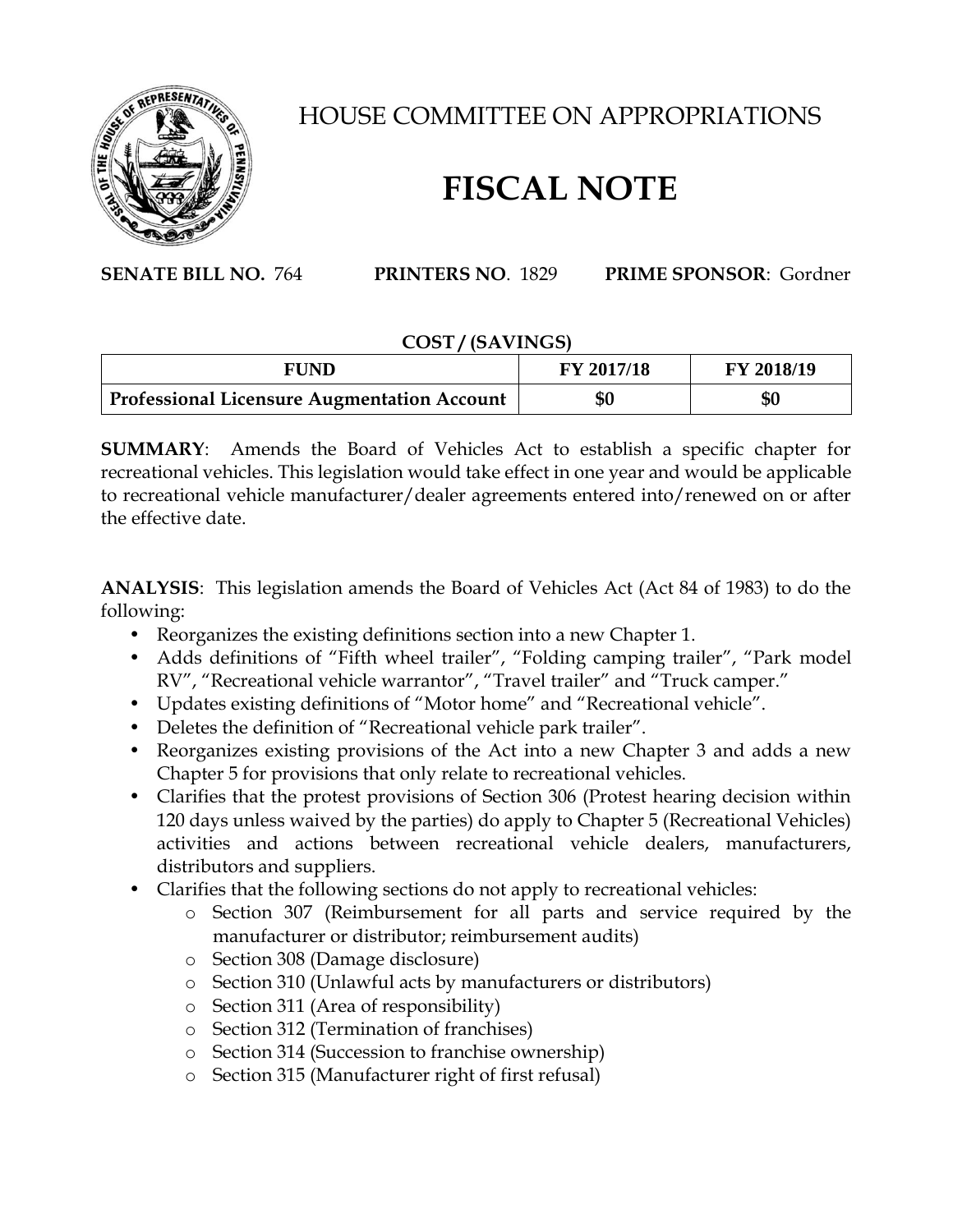# HOUSE COMMITTEE ON APPROPRIATIONS

# FISCAL NOTE

**SENATE BILL NO.** 764 **PRINTERS NO**. 1829 **PRIME SPONSOR**: Gordner

**COST / (SAVINGS)**

| FUND | FY 2017/18 | FY 2018/19 |
|---|---|---|
| **Professional Licensure Augmentation Account** | **$0** | **$0** |

**SUMMARY**: Amends the Board of Vehicles Act to establish a specific chapter for recreational vehicles. This legislation would take effect in one year and would be applicable to recreational vehicle manufacturer/dealer agreements entered into/renewed on or after the effective date.

**ANALYSIS**: This legislation amends the Board of Vehicles Act (Act 84 of 1983) to do the following:

- Reorganizes the existing definitions section into a new Chapter 1.
- Adds definitions of "Fifth wheel trailer", "Folding camping trailer", "Park model RV", "Recreational vehicle warrantor", "Travel trailer" and "Truck camper."
- Updates existing definitions of "Motor home" and "Recreational vehicle".
- Deletes the definition of "Recreational vehicle park trailer".
- Reorganizes existing provisions of the Act into a new Chapter 3 and adds a new Chapter 5 for provisions that only relate to recreational vehicles.
- Clarifies that the protest provisions of Section 306 (Protest hearing decision within 120 days unless waived by the parties) do apply to Chapter 5 (Recreational Vehicles) activities and actions between recreational vehicle dealers, manufacturers, distributors and suppliers.
- Clarifies that the following sections do not apply to recreational vehicles:
  - Section 307 (Reimbursement for all parts and service required by the manufacturer or distributor; reimbursement audits)
  - Section 308 (Damage disclosure)
  - Section 310 (Unlawful acts by manufacturers or distributors)
  - Section 311 (Area of responsibility)
  - Section 312 (Termination of franchises)
  - Section 314 (Succession to franchise ownership)
  - Section 315 (Manufacturer right of first refusal)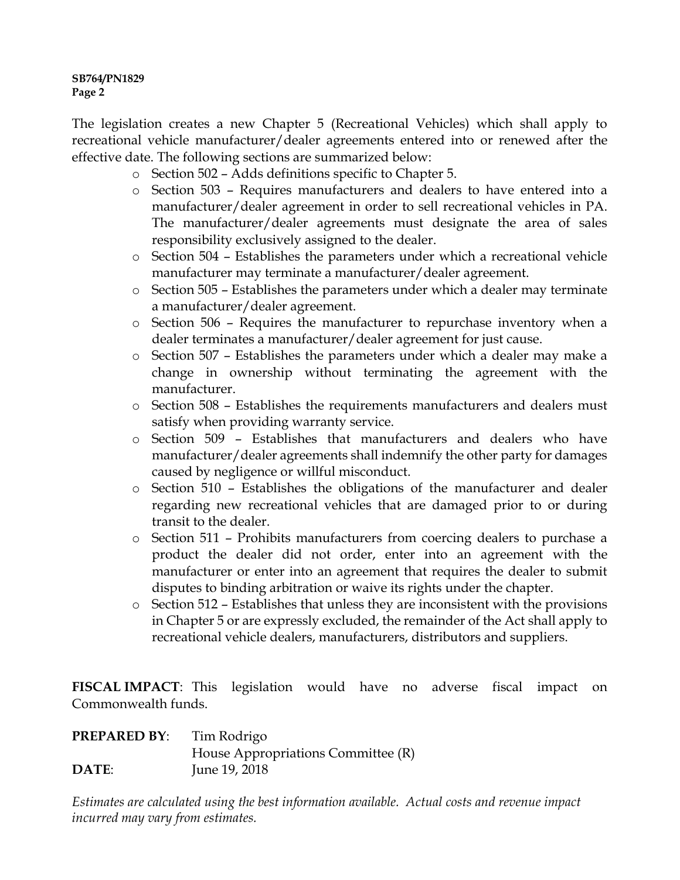The legislation creates a new Chapter 5 (Recreational Vehicles) which shall apply to recreational vehicle manufacturer/dealer agreements entered into or renewed after the effective date. The following sections are summarized below:

- Section 502 – Adds definitions specific to Chapter 5.
- Section 503 – Requires manufacturers and dealers to have entered into a manufacturer/dealer agreement in order to sell recreational vehicles in PA. The manufacturer/dealer agreements must designate the area of sales responsibility exclusively assigned to the dealer.
- Section 504 – Establishes the parameters under which a recreational vehicle manufacturer may terminate a manufacturer/dealer agreement.
- Section 505 – Establishes the parameters under which a dealer may terminate a manufacturer/dealer agreement.
- Section 506 – Requires the manufacturer to repurchase inventory when a dealer terminates a manufacturer/dealer agreement for just cause.
- Section 507 – Establishes the parameters under which a dealer may make a change in ownership without terminating the agreement with the manufacturer.
- Section 508 – Establishes the requirements manufacturers and dealers must satisfy when providing warranty service.
- Section 509 – Establishes that manufacturers and dealers who have manufacturer/dealer agreements shall indemnify the other party for damages caused by negligence or willful misconduct.
- Section 510 – Establishes the obligations of the manufacturer and dealer regarding new recreational vehicles that are damaged prior to or during transit to the dealer.
- Section 511 – Prohibits manufacturers from coercing dealers to purchase a product the dealer did not order, enter into an agreement with the manufacturer or enter into an agreement that requires the dealer to submit disputes to binding arbitration or waive its rights under the chapter.
- Section 512 – Establishes that unless they are inconsistent with the provisions in Chapter 5 or are expressly excluded, the remainder of the Act shall apply to recreational vehicle dealers, manufacturers, distributors and suppliers.

**FISCAL IMPACT**: This legislation would have no adverse fiscal impact on Commonwealth funds.

**PREPARED BY**: Tim Rodrigo
House Appropriations Committee (R)

**DATE**: June 19, 2018

*Estimates are calculated using the best information available. Actual costs and revenue impact incurred may vary from estimates.*